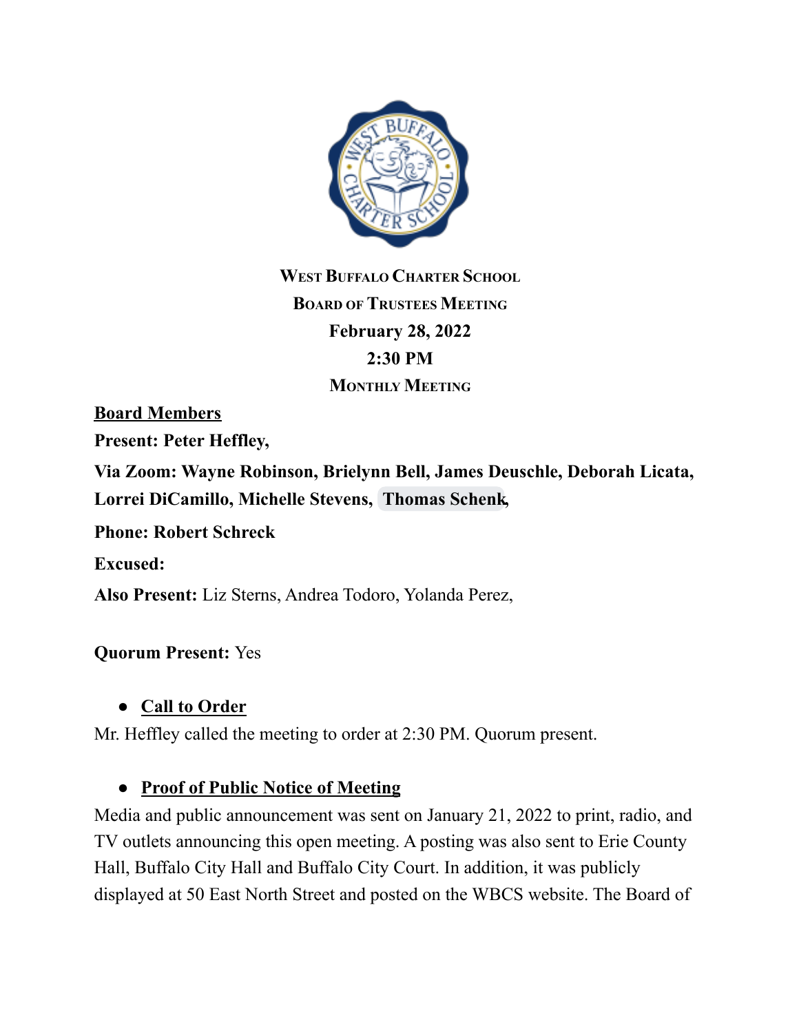# West Buffalo Charter School

## Board of Trustees Meeting

**February 28, 2022**

**2:30 PM**

**Monthly Meeting**

**Board Members**

**Present: Peter Heffley,**

**Via Zoom: Wayne Robinson, Brielynn Bell, James Deuschle, Deborah Licata, Lorrei DiCamillo, Michelle Stevens, Thomas Schenk,**

**Phone: Robert Schreck**

**Excused:**

**Also Present:** Liz Sterns, Andrea Todoro, Yolanda Perez,

**Quorum Present:** Yes

- **Call to Order**

Mr. Heffley called the meeting to order at 2:30 PM. Quorum present.

- **Proof of Public Notice of Meeting**

Media and public announcement was sent on January 21, 2022 to print, radio, and TV outlets announcing this open meeting. A posting was also sent to Erie County Hall, Buffalo City Hall and Buffalo City Court. In addition, it was publicly displayed at 50 East North Street and posted on the WBCS website. The Board of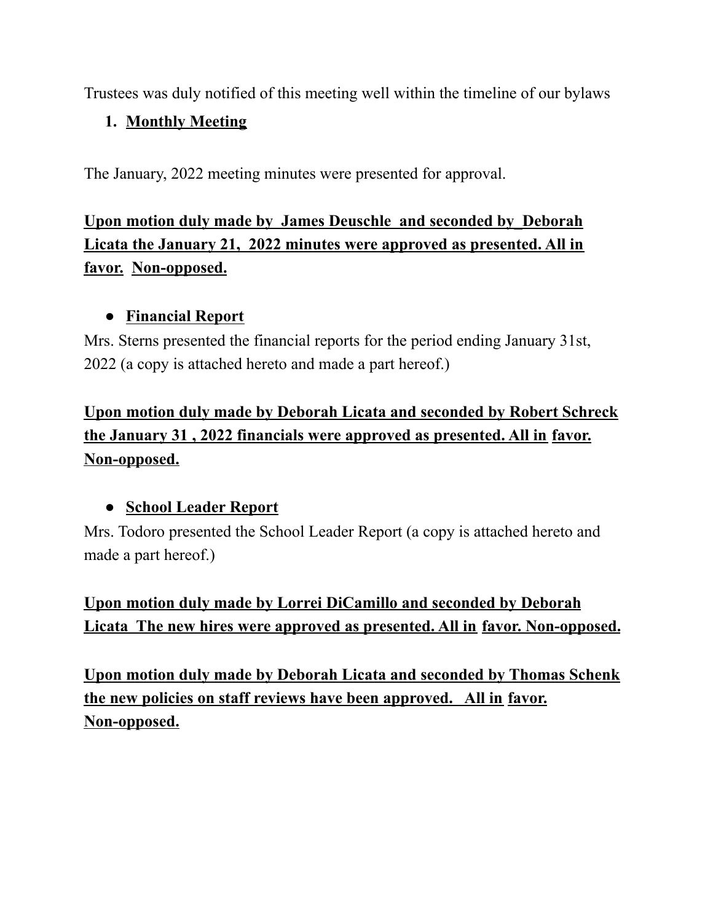Trustees was duly notified of this meeting well within the timeline of our bylaws

1. **Monthly Meeting**

The January, 2022 meeting minutes were presented for approval.

**Upon motion duly made by James Deuschle and seconded by_Deborah Licata the January 21, 2022 minutes were approved as presented. All in favor. Non-opposed.**

- **Financial Report**

Mrs. Sterns presented the financial reports for the period ending January 31st, 2022 (a copy is attached hereto and made a part hereof.)

**Upon motion duly made by Deborah Licata and seconded by Robert Schreck the January 31 , 2022 financials were approved as presented. All in favor. Non-opposed.**

- **School Leader Report**

Mrs. Todoro presented the School Leader Report (a copy is attached hereto and made a part hereof.)

**Upon motion duly made by Lorrei DiCamillo and seconded by Deborah Licata The new hires were approved as presented. All in favor. Non-opposed.**

**Upon motion duly made by Deborah Licata and seconded by Thomas Schenk the new policies on staff reviews have been approved. All in favor. Non-opposed.**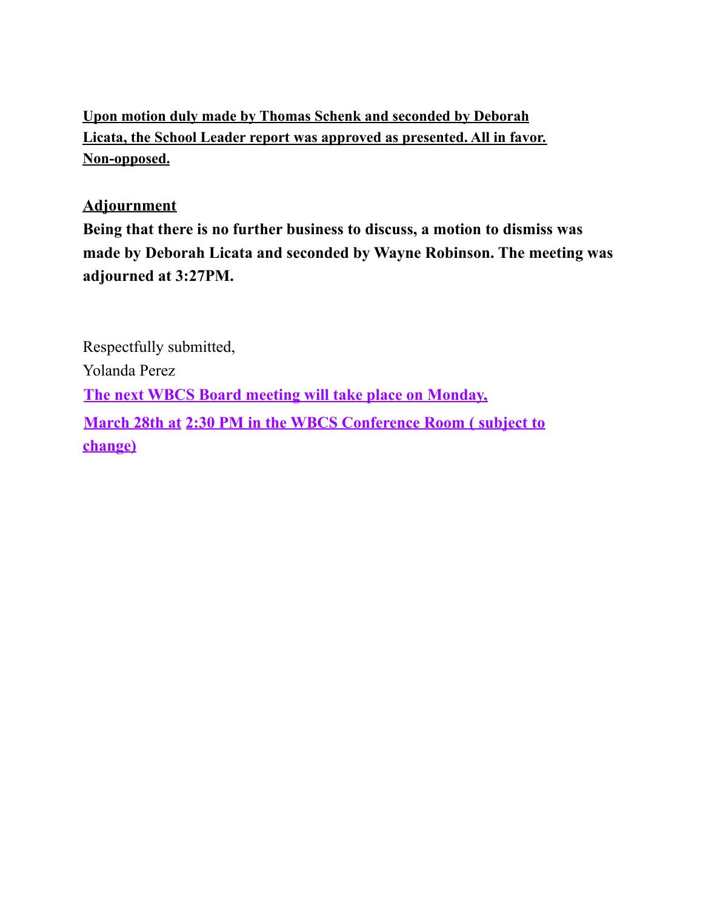**Upon motion duly made by Thomas Schenk and seconded by Deborah Licata, the School Leader report was approved as presented. All in favor. Non-opposed.**

## Adjournment

**Being that there is no further business to discuss, a motion to dismiss was made by Deborah Licata and seconded by Wayne Robinson. The meeting was adjourned at 3:27PM.**

Respectfully submitted,
Yolanda Perez

**The next WBCS Board meeting will take place on Monday, March 28th at 2:30 PM in the WBCS Conference Room ( subject to change)**